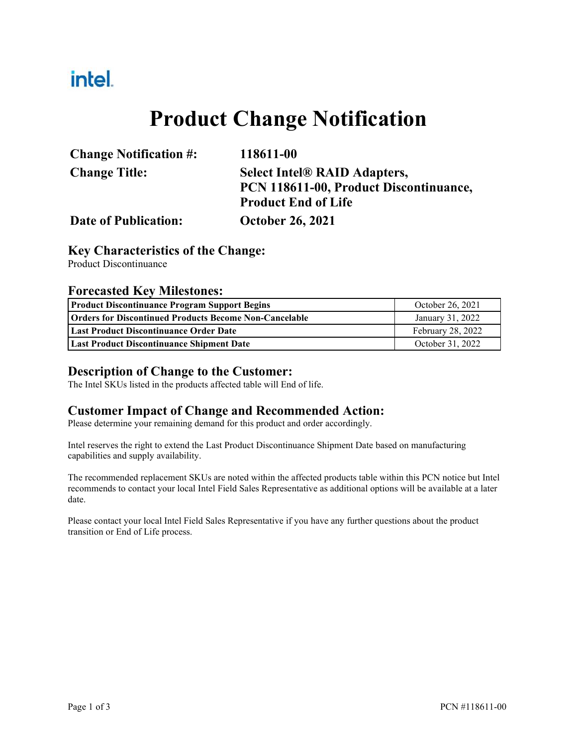intel.

# Product Change Notification

| | |
|---|---|
| **Change Notification #:** | **118611-00** |
| **Change Title:** | **Select Intel® RAID Adapters, PCN 118611-00, Product Discontinuance, Product End of Life** |
| **Date of Publication:** | **October 26, 2021** |

## Key Characteristics of the Change:

Product Discontinuance

## Forecasted Key Milestones:

| | |
|---|---|
| **Product Discontinuance Program Support Begins** | October 26, 2021 |
| **Orders for Discontinued Products Become Non-Cancelable** | January 31, 2022 |
| **Last Product Discontinuance Order Date** | February 28, 2022 |
| **Last Product Discontinuance Shipment Date** | October 31, 2022 |

## Description of Change to the Customer:

The Intel SKUs listed in the products affected table will End of life.

## Customer Impact of Change and Recommended Action:

Please determine your remaining demand for this product and order accordingly.

Intel reserves the right to extend the Last Product Discontinuance Shipment Date based on manufacturing capabilities and supply availability.

The recommended replacement SKUs are noted within the affected products table within this PCN notice but Intel recommends to contact your local Intel Field Sales Representative as additional options will be available at a later date.

Please contact your local Intel Field Sales Representative if you have any further questions about the product transition or End of Life process.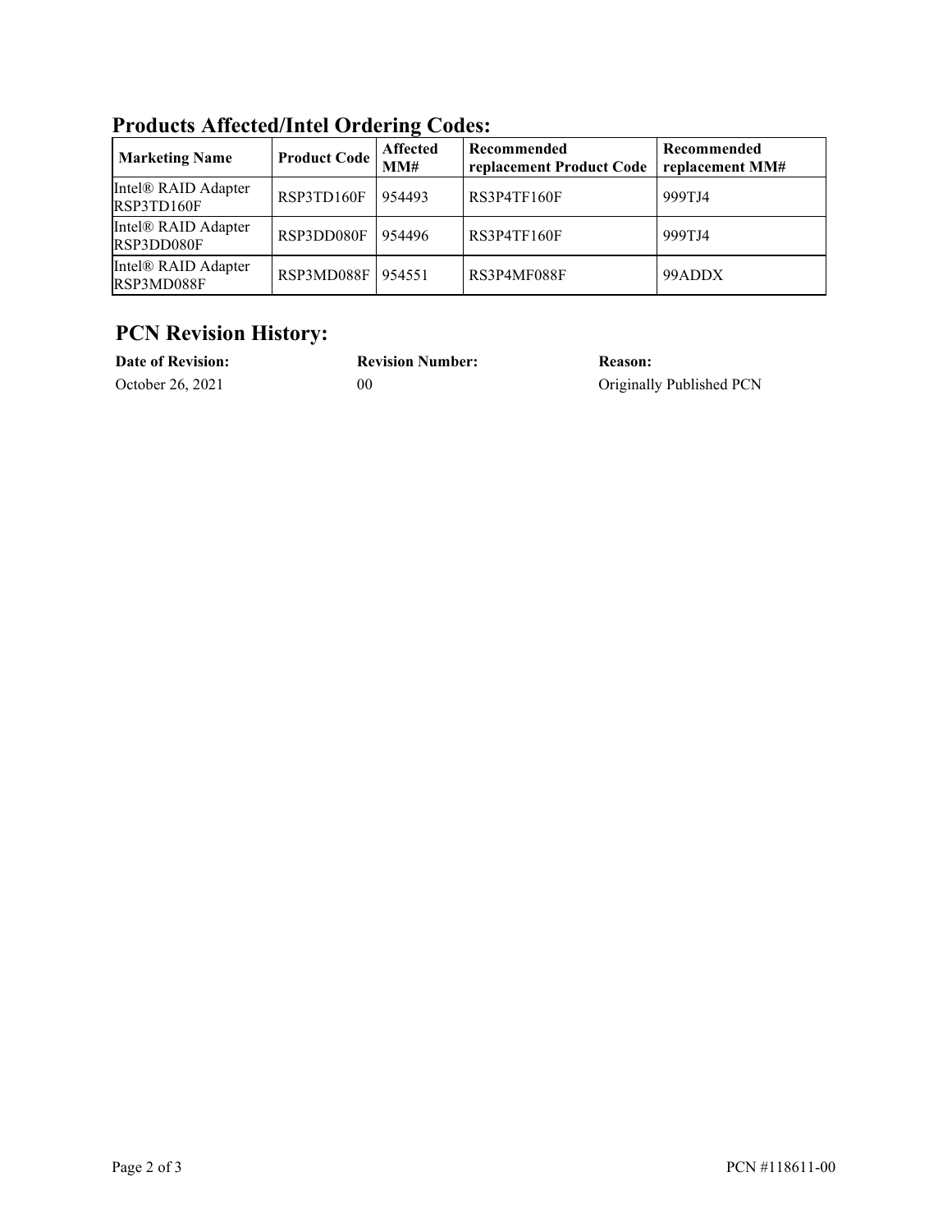## Products Affected/Intel Ordering Codes:

| Marketing Name | Product Code | Affected MM# | Recommended replacement Product Code | Recommended replacement MM# |
|---|---|---|---|---|
| Intel® RAID Adapter RSP3TD160F | RSP3TD160F | 954493 | RS3P4TF160F | 999TJ4 |
| Intel® RAID Adapter RSP3DD080F | RSP3DD080F | 954496 | RS3P4TF160F | 999TJ4 |
| Intel® RAID Adapter RSP3MD088F | RSP3MD088F | 954551 | RS3P4MF088F | 99ADDX |

## PCN Revision History:

| Date of Revision: | Revision Number: | Reason: |
|---|---|---|
| October 26, 2021 | 00 | Originally Published PCN |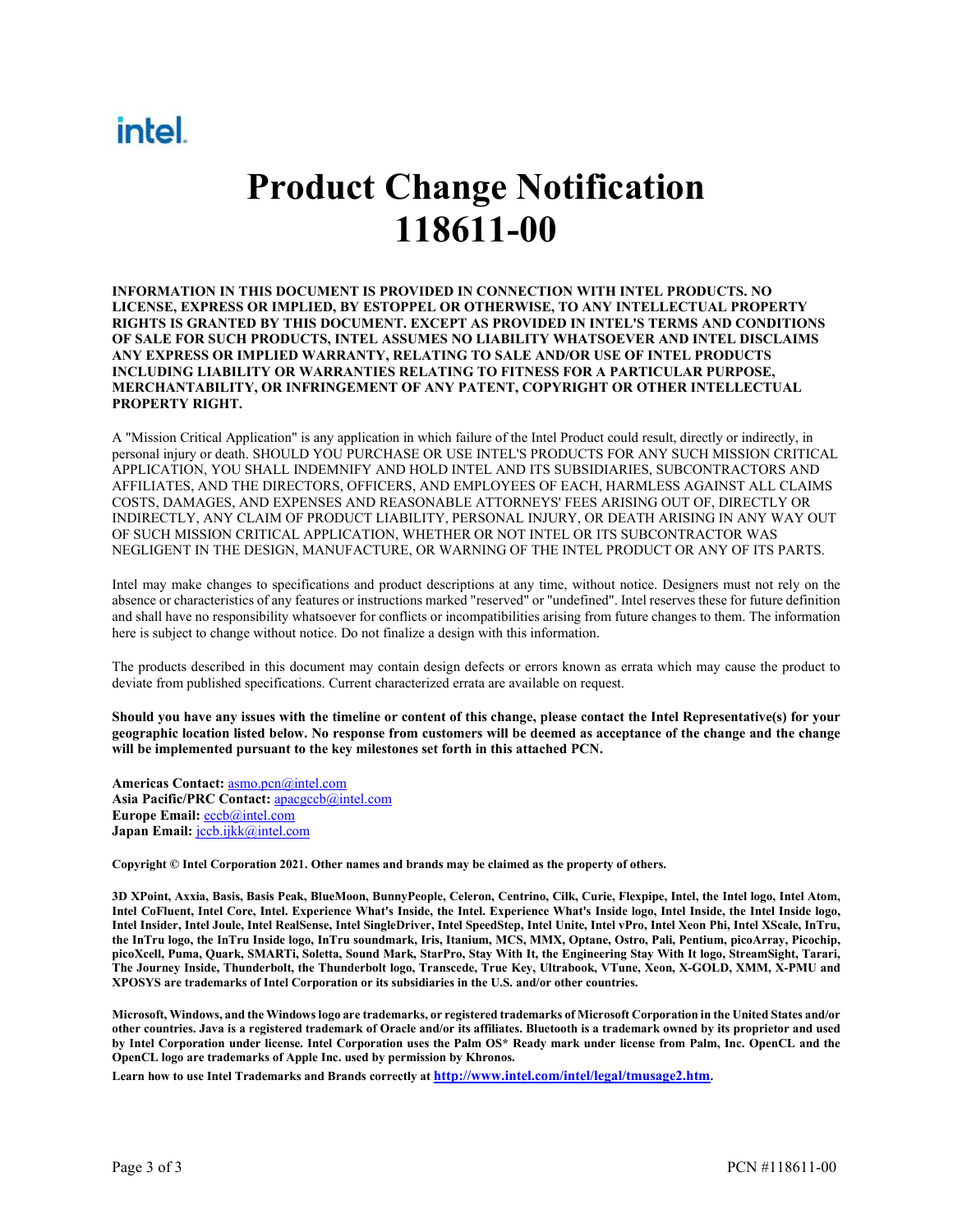intel.

# Product Change Notification 118611-00

**INFORMATION IN THIS DOCUMENT IS PROVIDED IN CONNECTION WITH INTEL PRODUCTS. NO LICENSE, EXPRESS OR IMPLIED, BY ESTOPPEL OR OTHERWISE, TO ANY INTELLECTUAL PROPERTY RIGHTS IS GRANTED BY THIS DOCUMENT. EXCEPT AS PROVIDED IN INTEL'S TERMS AND CONDITIONS OF SALE FOR SUCH PRODUCTS, INTEL ASSUMES NO LIABILITY WHATSOEVER AND INTEL DISCLAIMS ANY EXPRESS OR IMPLIED WARRANTY, RELATING TO SALE AND/OR USE OF INTEL PRODUCTS INCLUDING LIABILITY OR WARRANTIES RELATING TO FITNESS FOR A PARTICULAR PURPOSE, MERCHANTABILITY, OR INFRINGEMENT OF ANY PATENT, COPYRIGHT OR OTHER INTELLECTUAL PROPERTY RIGHT.**

A "Mission Critical Application" is any application in which failure of the Intel Product could result, directly or indirectly, in personal injury or death. SHOULD YOU PURCHASE OR USE INTEL'S PRODUCTS FOR ANY SUCH MISSION CRITICAL APPLICATION, YOU SHALL INDEMNIFY AND HOLD INTEL AND ITS SUBSIDIARIES, SUBCONTRACTORS AND AFFILIATES, AND THE DIRECTORS, OFFICERS, AND EMPLOYEES OF EACH, HARMLESS AGAINST ALL CLAIMS COSTS, DAMAGES, AND EXPENSES AND REASONABLE ATTORNEYS' FEES ARISING OUT OF, DIRECTLY OR INDIRECTLY, ANY CLAIM OF PRODUCT LIABILITY, PERSONAL INJURY, OR DEATH ARISING IN ANY WAY OUT OF SUCH MISSION CRITICAL APPLICATION, WHETHER OR NOT INTEL OR ITS SUBCONTRACTOR WAS NEGLIGENT IN THE DESIGN, MANUFACTURE, OR WARNING OF THE INTEL PRODUCT OR ANY OF ITS PARTS.

Intel may make changes to specifications and product descriptions at any time, without notice. Designers must not rely on the absence or characteristics of any features or instructions marked "reserved" or "undefined". Intel reserves these for future definition and shall have no responsibility whatsoever for conflicts or incompatibilities arising from future changes to them. The information here is subject to change without notice. Do not finalize a design with this information.

The products described in this document may contain design defects or errors known as errata which may cause the product to deviate from published specifications. Current characterized errata are available on request.

**Should you have any issues with the timeline or content of this change, please contact the Intel Representative(s) for your geographic location listed below. No response from customers will be deemed as acceptance of the change and the change will be implemented pursuant to the key milestones set forth in this attached PCN.**

**Americas Contact:** asmo.pcn@intel.com
**Asia Pacific/PRC Contact:** apacgccb@intel.com
**Europe Email:** eccb@intel.com
**Japan Email:** jccb.ijkk@intel.com

**Copyright © Intel Corporation 2021. Other names and brands may be claimed as the property of others.**

**3D XPoint, Axxia, Basis, Basis Peak, BlueMoon, BunnyPeople, Celeron, Centrino, Cilk, Curie, Flexpipe, Intel, the Intel logo, Intel Atom, Intel CoFluent, Intel Core, Intel. Experience What's Inside, the Intel. Experience What's Inside logo, Intel Inside, the Intel Inside logo, Intel Insider, Intel Joule, Intel RealSense, Intel SingleDriver, Intel SpeedStep, Intel Unite, Intel vPro, Intel Xeon Phi, Intel XScale, InTru, the InTru logo, the InTru Inside logo, InTru soundmark, Iris, Itanium, MCS, MMX, Optane, Ostro, Pali, Pentium, picoArray, Picochip, picoXcell, Puma, Quark, SMARTi, Soletta, Sound Mark, StarPro, Stay With It, the Engineering Stay With It logo, StreamSight, Tarari, The Journey Inside, Thunderbolt, the Thunderbolt logo, Transcede, True Key, Ultrabook, VTune, Xeon, X-GOLD, XMM, X-PMU and XPOSYS are trademarks of Intel Corporation or its subsidiaries in the U.S. and/or other countries.**

**Microsoft, Windows, and the Windows logo are trademarks, or registered trademarks of Microsoft Corporation in the United States and/or other countries. Java is a registered trademark of Oracle and/or its affiliates. Bluetooth is a trademark owned by its proprietor and used by Intel Corporation under license. Intel Corporation uses the Palm OS* Ready mark under license from Palm, Inc. OpenCL and the OpenCL logo are trademarks of Apple Inc. used by permission by Khronos.**

**Learn how to use Intel Trademarks and Brands correctly at http://www.intel.com/intel/legal/tmusage2.htm.**